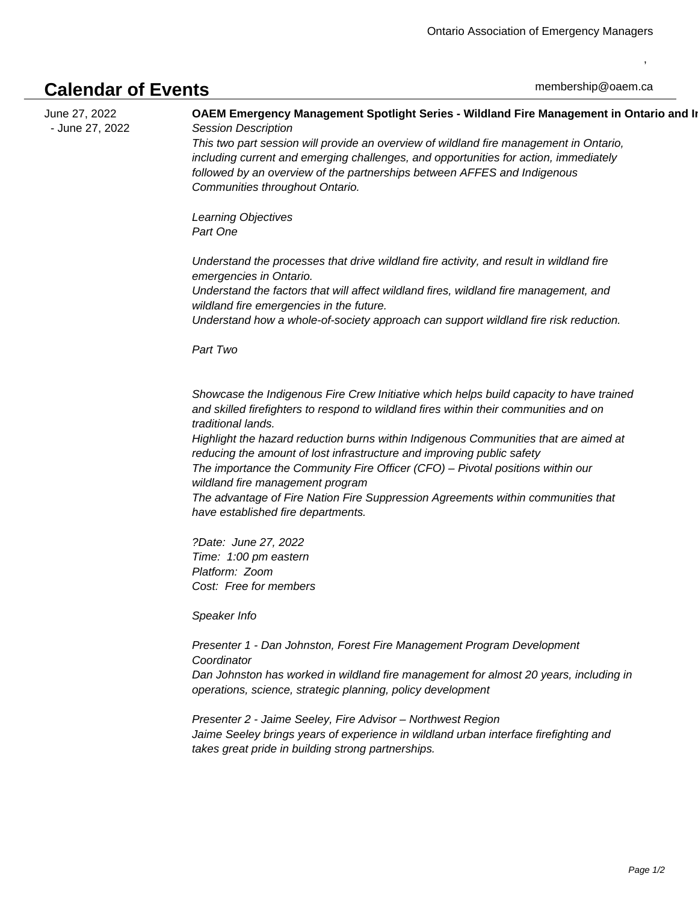Ontario Association of Emergency Managers

,

# Calendar of Events

membership@oaem.ca

June 27, 2022 - June 27, 2022

**OAEM Emergency Management Spotlight Series - Wildland Fire Management in Ontario and In**

*Session Description*

*This two part session will provide an overview of wildland fire management in Ontario, including current and emerging challenges, and opportunities for action, immediately followed by an overview of the partnerships between AFFES and Indigenous Communities throughout Ontario.*

*Learning Objectives*

*Part One*

*Understand the processes that drive wildland fire activity, and result in wildland fire emergencies in Ontario.*

*Understand the factors that will affect wildland fires, wildland fire management, and wildland fire emergencies in the future.*

*Understand how a whole-of-society approach can support wildland fire risk reduction.*

*Part Two*

*Showcase the Indigenous Fire Crew Initiative which helps build capacity to have trained and skilled firefighters to respond to wildland fires within their communities and on traditional lands.*

*Highlight the hazard reduction burns within Indigenous Communities that are aimed at reducing the amount of lost infrastructure and improving public safety*

*The importance the Community Fire Officer (CFO) – Pivotal positions within our wildland fire management program*

*The advantage of Fire Nation Fire Suppression Agreements within communities that have established fire departments.*

*?Date: June 27, 2022*
*Time: 1:00 pm eastern*
*Platform: Zoom*
*Cost: Free for members*

*Speaker Info*

*Presenter 1 - Dan Johnston, Forest Fire Management Program Development Coordinator*

*Dan Johnston has worked in wildland fire management for almost 20 years, including in operations, science, strategic planning, policy development*

*Presenter 2 - Jaime Seeley, Fire Advisor – Northwest Region*

*Jaime Seeley brings years of experience in wildland urban interface firefighting and takes great pride in building strong partnerships.*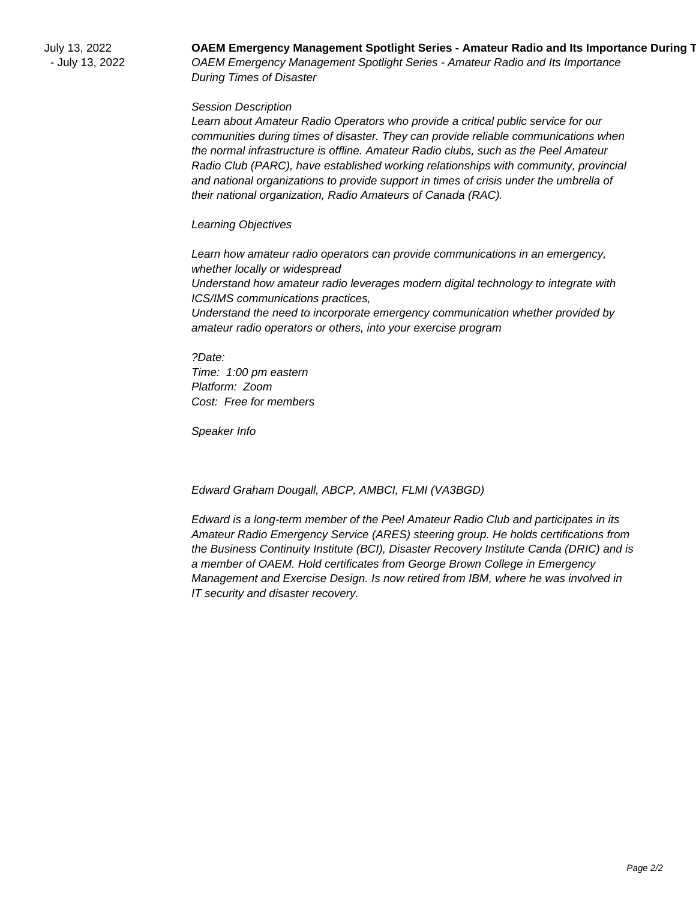July 13, 2022 - July 13, 2022

**OAEM Emergency Management Spotlight Series - Amateur Radio and Its Importance During T**

*OAEM Emergency Management Spotlight Series - Amateur Radio and Its Importance During Times of Disaster*

*Session Description*

*Learn about Amateur Radio Operators who provide a critical public service for our communities during times of disaster. They can provide reliable communications when the normal infrastructure is offline. Amateur Radio clubs, such as the Peel Amateur Radio Club (PARC), have established working relationships with community, provincial and national organizations to provide support in times of crisis under the umbrella of their national organization, Radio Amateurs of Canada (RAC).*

*Learning Objectives*

*Learn how amateur radio operators can provide communications in an emergency, whether locally or widespread*
*Understand how amateur radio leverages modern digital technology to integrate with ICS/IMS communications practices,*
*Understand the need to incorporate emergency communication whether provided by amateur radio operators or others, into your exercise program*

*?Date:*
*Time: 1:00 pm eastern*
*Platform: Zoom*
*Cost: Free for members*

*Speaker Info*

*Edward Graham Dougall, ABCP, AMBCI, FLMI (VA3BGD)*

*Edward is a long-term member of the Peel Amateur Radio Club and participates in its Amateur Radio Emergency Service (ARES) steering group. He holds certifications from the Business Continuity Institute (BCI), Disaster Recovery Institute Canda (DRIC) and is a member of OAEM. Hold certificates from George Brown College in Emergency Management and Exercise Design. Is now retired from IBM, where he was involved in IT security and disaster recovery.*